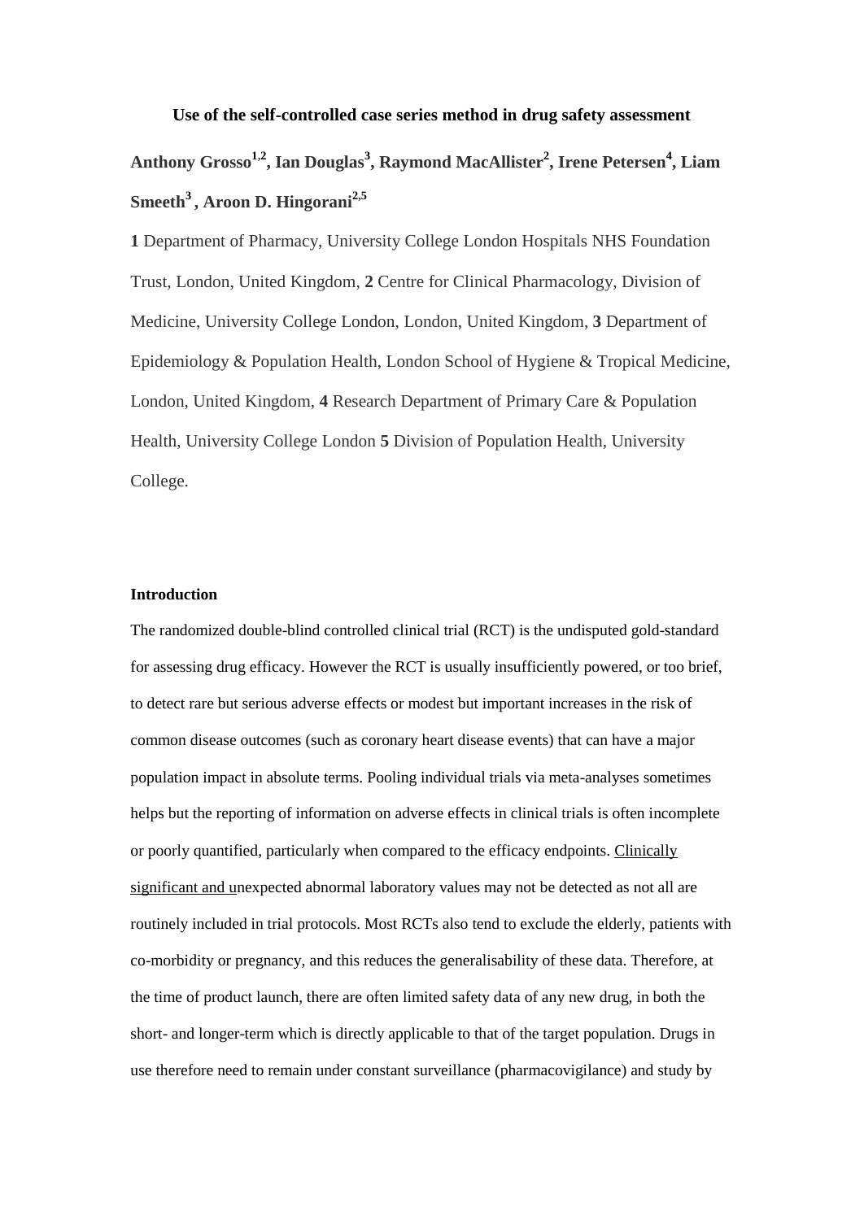# Use of the self-controlled case series method in drug safety assessment

**Anthony Grosso[1,2], Ian Douglas[3], Raymond MacAllister[2], Irene Petersen[4], Liam Smeeth[3], Aroon D. Hingorani[2,5]**

**1** Department of Pharmacy, University College London Hospitals NHS Foundation Trust, London, United Kingdom, **2** Centre for Clinical Pharmacology, Division of Medicine, University College London, London, United Kingdom, **3** Department of Epidemiology & Population Health, London School of Hygiene & Tropical Medicine, London, United Kingdom, **4** Research Department of Primary Care & Population Health, University College London **5** Division of Population Health, University College.

## Introduction

The randomized double-blind controlled clinical trial (RCT) is the undisputed gold-standard for assessing drug efficacy. However the RCT is usually insufficiently powered, or too brief, to detect rare but serious adverse effects or modest but important increases in the risk of common disease outcomes (such as coronary heart disease events) that can have a major population impact in absolute terms. Pooling individual trials via meta-analyses sometimes helps but the reporting of information on adverse effects in clinical trials is often incomplete or poorly quantified, particularly when compared to the efficacy endpoints. Clinically significant and unexpected abnormal laboratory values may not be detected as not all are routinely included in trial protocols. Most RCTs also tend to exclude the elderly, patients with co-morbidity or pregnancy, and this reduces the generalisability of these data. Therefore, at the time of product launch, there are often limited safety data of any new drug, in both the short- and longer-term which is directly applicable to that of the target population. Drugs in use therefore need to remain under constant surveillance (pharmacovigilance) and study by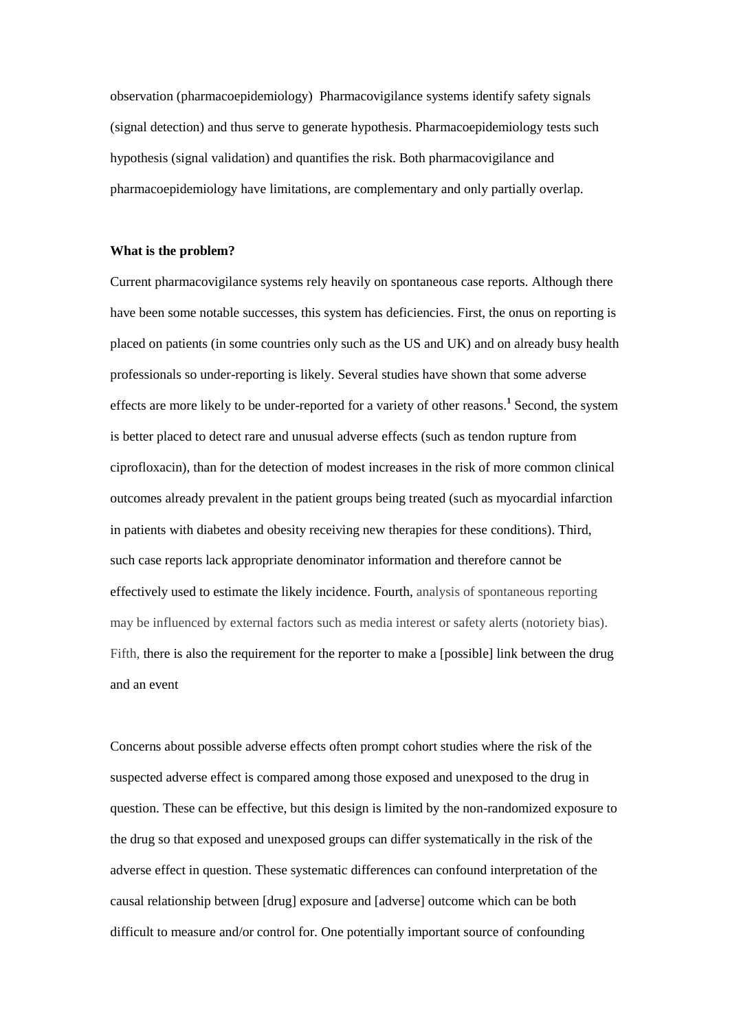observation (pharmacoepidemiology) Pharmacovigilance systems identify safety signals (signal detection) and thus serve to generate hypothesis. Pharmacoepidemiology tests such hypothesis (signal validation) and quantifies the risk. Both pharmacovigilance and pharmacoepidemiology have limitations, are complementary and only partially overlap.

**What is the problem?**

Current pharmacovigilance systems rely heavily on spontaneous case reports. Although there have been some notable successes, this system has deficiencies. First, the onus on reporting is placed on patients (in some countries only such as the US and UK) and on already busy health professionals so under-reporting is likely. Several studies have shown that some adverse effects are more likely to be under-reported for a variety of other reasons.[1] Second, the system is better placed to detect rare and unusual adverse effects (such as tendon rupture from ciprofloxacin), than for the detection of modest increases in the risk of more common clinical outcomes already prevalent in the patient groups being treated (such as myocardial infarction in patients with diabetes and obesity receiving new therapies for these conditions). Third, such case reports lack appropriate denominator information and therefore cannot be effectively used to estimate the likely incidence. Fourth, analysis of spontaneous reporting may be influenced by external factors such as media interest or safety alerts (notoriety bias). Fifth, there is also the requirement for the reporter to make a [possible] link between the drug and an event

Concerns about possible adverse effects often prompt cohort studies where the risk of the suspected adverse effect is compared among those exposed and unexposed to the drug in question. These can be effective, but this design is limited by the non-randomized exposure to the drug so that exposed and unexposed groups can differ systematically in the risk of the adverse effect in question. These systematic differences can confound interpretation of the causal relationship between [drug] exposure and [adverse] outcome which can be both difficult to measure and/or control for. One potentially important source of confounding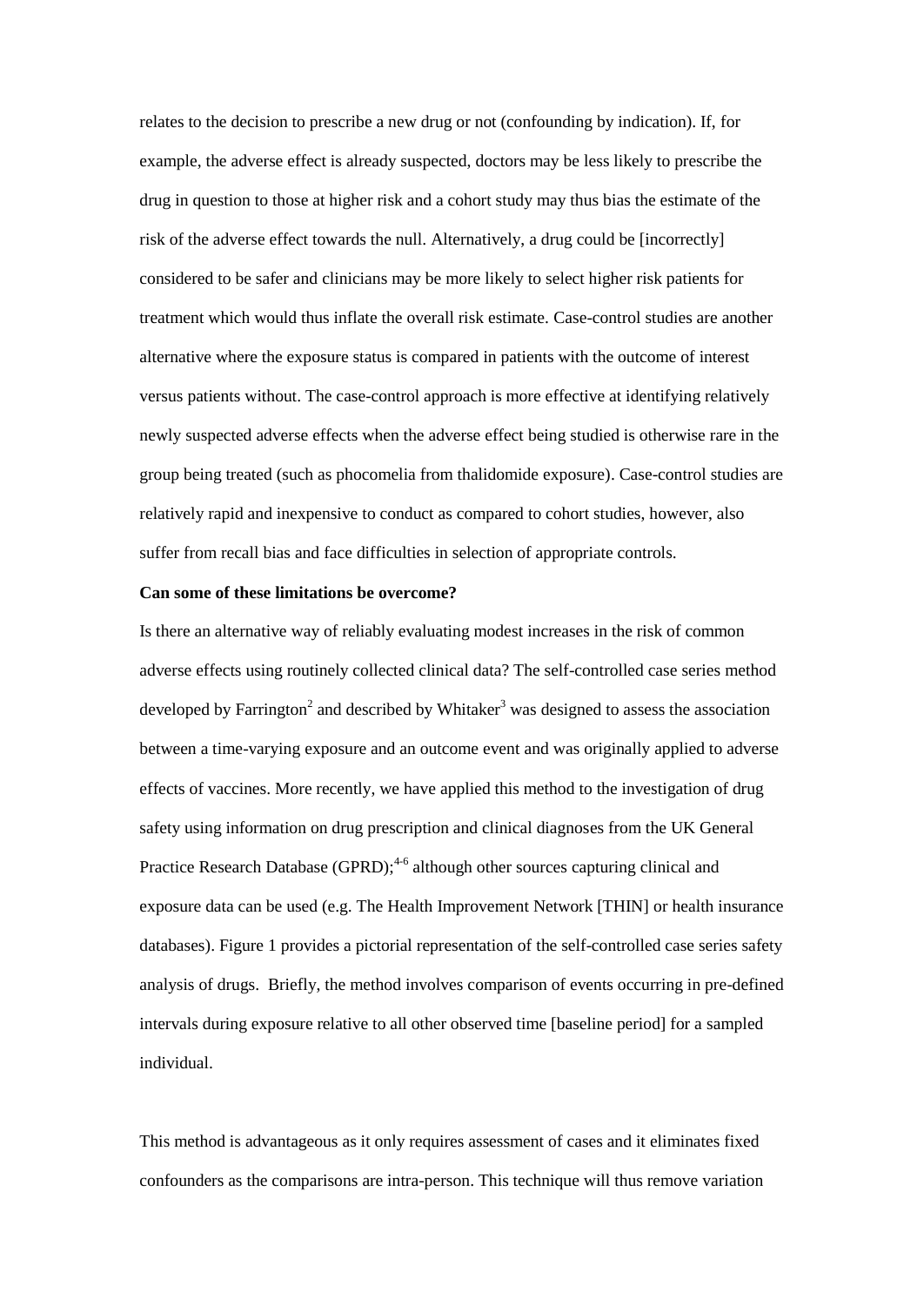relates to the decision to prescribe a new drug or not (confounding by indication). If, for example, the adverse effect is already suspected, doctors may be less likely to prescribe the drug in question to those at higher risk and a cohort study may thus bias the estimate of the risk of the adverse effect towards the null. Alternatively, a drug could be [incorrectly] considered to be safer and clinicians may be more likely to select higher risk patients for treatment which would thus inflate the overall risk estimate. Case-control studies are another alternative where the exposure status is compared in patients with the outcome of interest versus patients without. The case-control approach is more effective at identifying relatively newly suspected adverse effects when the adverse effect being studied is otherwise rare in the group being treated (such as phocomelia from thalidomide exposure). Case-control studies are relatively rapid and inexpensive to conduct as compared to cohort studies, however, also suffer from recall bias and face difficulties in selection of appropriate controls.

**Can some of these limitations be overcome?**

Is there an alternative way of reliably evaluating modest increases in the risk of common adverse effects using routinely collected clinical data? The self-controlled case series method developed by Farrington[2] and described by Whitaker[3] was designed to assess the association between a time-varying exposure and an outcome event and was originally applied to adverse effects of vaccines. More recently, we have applied this method to the investigation of drug safety using information on drug prescription and clinical diagnoses from the UK General Practice Research Database (GPRD);[4-6] although other sources capturing clinical and exposure data can be used (e.g. The Health Improvement Network [THIN] or health insurance databases). Figure 1 provides a pictorial representation of the self-controlled case series safety analysis of drugs. Briefly, the method involves comparison of events occurring in pre-defined intervals during exposure relative to all other observed time [baseline period] for a sampled individual.

This method is advantageous as it only requires assessment of cases and it eliminates fixed confounders as the comparisons are intra-person. This technique will thus remove variation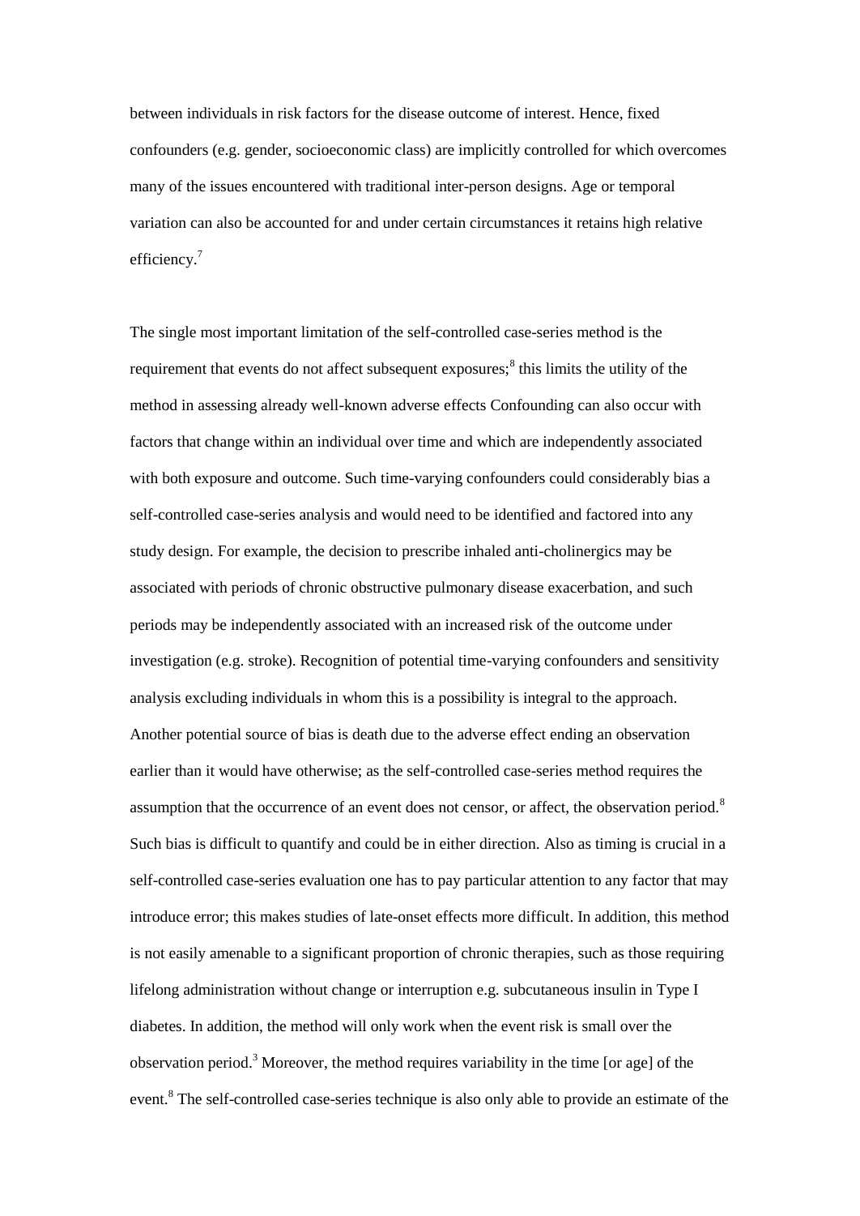between individuals in risk factors for the disease outcome of interest. Hence, fixed confounders (e.g. gender, socioeconomic class) are implicitly controlled for which overcomes many of the issues encountered with traditional inter-person designs. Age or temporal variation can also be accounted for and under certain circumstances it retains high relative efficiency.[7]

The single most important limitation of the self-controlled case-series method is the requirement that events do not affect subsequent exposures;[8] this limits the utility of the method in assessing already well-known adverse effects Confounding can also occur with factors that change within an individual over time and which are independently associated with both exposure and outcome. Such time-varying confounders could considerably bias a self-controlled case-series analysis and would need to be identified and factored into any study design. For example, the decision to prescribe inhaled anti-cholinergics may be associated with periods of chronic obstructive pulmonary disease exacerbation, and such periods may be independently associated with an increased risk of the outcome under investigation (e.g. stroke). Recognition of potential time-varying confounders and sensitivity analysis excluding individuals in whom this is a possibility is integral to the approach. Another potential source of bias is death due to the adverse effect ending an observation earlier than it would have otherwise; as the self-controlled case-series method requires the assumption that the occurrence of an event does not censor, or affect, the observation period.[8] Such bias is difficult to quantify and could be in either direction. Also as timing is crucial in a self-controlled case-series evaluation one has to pay particular attention to any factor that may introduce error; this makes studies of late-onset effects more difficult. In addition, this method is not easily amenable to a significant proportion of chronic therapies, such as those requiring lifelong administration without change or interruption e.g. subcutaneous insulin in Type I diabetes. In addition, the method will only work when the event risk is small over the observation period.[3] Moreover, the method requires variability in the time [or age] of the event.[8] The self-controlled case-series technique is also only able to provide an estimate of the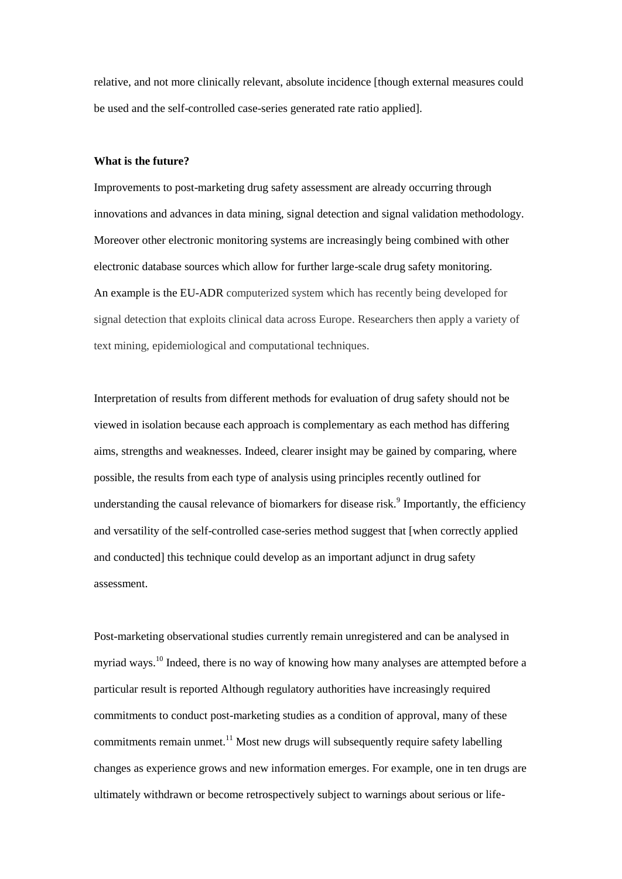relative, and not more clinically relevant, absolute incidence [though external measures could be used and the self-controlled case-series generated rate ratio applied].

**What is the future?**

Improvements to post-marketing drug safety assessment are already occurring through innovations and advances in data mining, signal detection and signal validation methodology. Moreover other electronic monitoring systems are increasingly being combined with other electronic database sources which allow for further large-scale drug safety monitoring. An example is the EU-ADR computerized system which has recently being developed for signal detection that exploits clinical data across Europe. Researchers then apply a variety of text mining, epidemiological and computational techniques.

Interpretation of results from different methods for evaluation of drug safety should not be viewed in isolation because each approach is complementary as each method has differing aims, strengths and weaknesses. Indeed, clearer insight may be gained by comparing, where possible, the results from each type of analysis using principles recently outlined for understanding the causal relevance of biomarkers for disease risk.[9] Importantly, the efficiency and versatility of the self-controlled case-series method suggest that [when correctly applied and conducted] this technique could develop as an important adjunct in drug safety assessment.

Post-marketing observational studies currently remain unregistered and can be analysed in myriad ways.[10] Indeed, there is no way of knowing how many analyses are attempted before a particular result is reported Although regulatory authorities have increasingly required commitments to conduct post-marketing studies as a condition of approval, many of these commitments remain unmet.[11] Most new drugs will subsequently require safety labelling changes as experience grows and new information emerges. For example, one in ten drugs are ultimately withdrawn or become retrospectively subject to warnings about serious or life-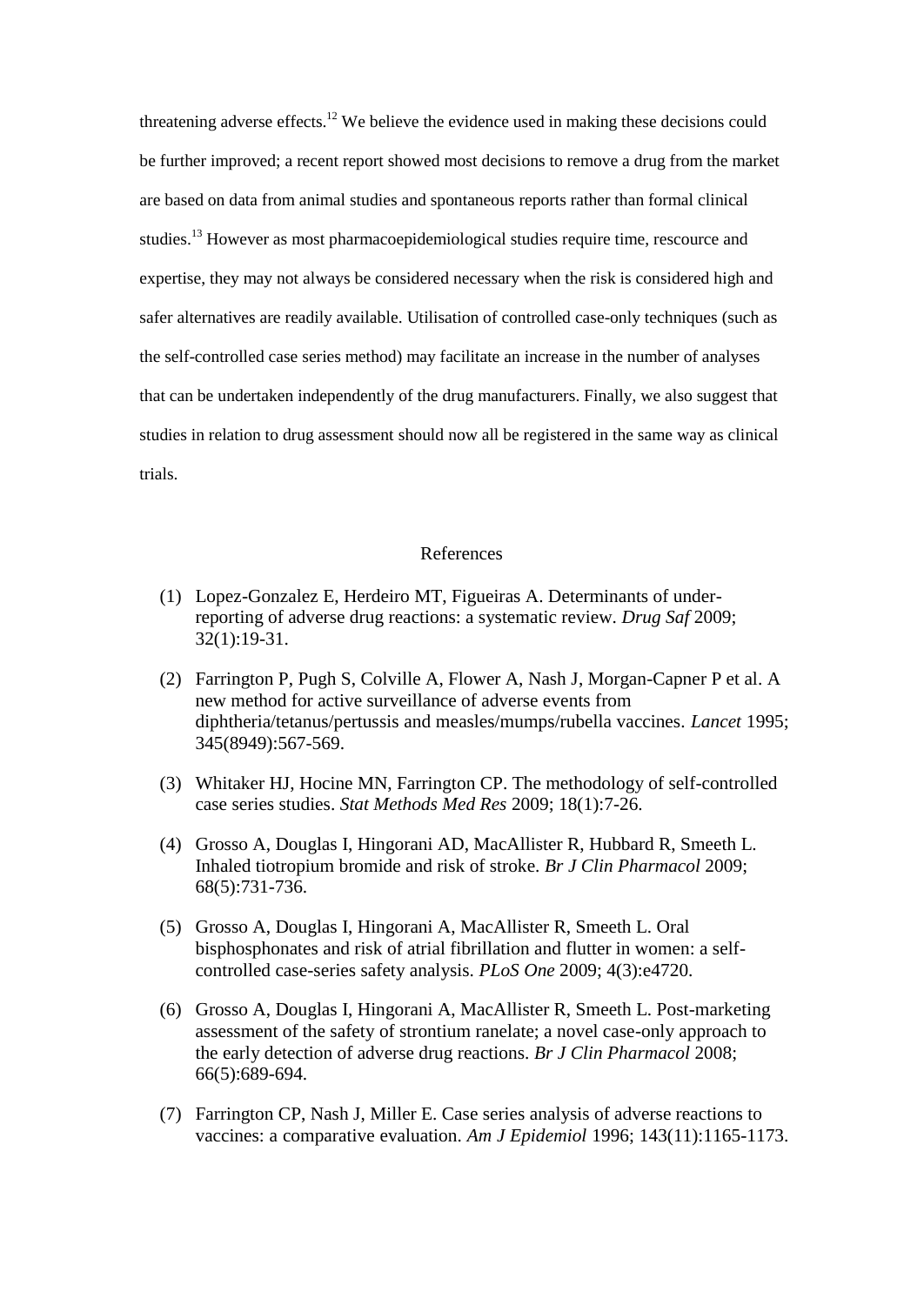threatening adverse effects.[12] We believe the evidence used in making these decisions could be further improved; a recent report showed most decisions to remove a drug from the market are based on data from animal studies and spontaneous reports rather than formal clinical studies.[13] However as most pharmacoepidemiological studies require time, rescource and expertise, they may not always be considered necessary when the risk is considered high and safer alternatives are readily available. Utilisation of controlled case-only techniques (such as the self-controlled case series method) may facilitate an increase in the number of analyses that can be undertaken independently of the drug manufacturers. Finally, we also suggest that studies in relation to drug assessment should now all be registered in the same way as clinical trials.

## References

(1) Lopez-Gonzalez E, Herdeiro MT, Figueiras A. Determinants of under-reporting of adverse drug reactions: a systematic review. *Drug Saf* 2009; 32(1):19-31.

(2) Farrington P, Pugh S, Colville A, Flower A, Nash J, Morgan-Capner P et al. A new method for active surveillance of adverse events from diphtheria/tetanus/pertussis and measles/mumps/rubella vaccines. *Lancet* 1995; 345(8949):567-569.

(3) Whitaker HJ, Hocine MN, Farrington CP. The methodology of self-controlled case series studies. *Stat Methods Med Res* 2009; 18(1):7-26.

(4) Grosso A, Douglas I, Hingorani AD, MacAllister R, Hubbard R, Smeeth L. Inhaled tiotropium bromide and risk of stroke. *Br J Clin Pharmacol* 2009; 68(5):731-736.

(5) Grosso A, Douglas I, Hingorani A, MacAllister R, Smeeth L. Oral bisphosphonates and risk of atrial fibrillation and flutter in women: a self-controlled case-series safety analysis. *PLoS One* 2009; 4(3):e4720.

(6) Grosso A, Douglas I, Hingorani A, MacAllister R, Smeeth L. Post-marketing assessment of the safety of strontium ranelate; a novel case-only approach to the early detection of adverse drug reactions. *Br J Clin Pharmacol* 2008; 66(5):689-694.

(7) Farrington CP, Nash J, Miller E. Case series analysis of adverse reactions to vaccines: a comparative evaluation. *Am J Epidemiol* 1996; 143(11):1165-1173.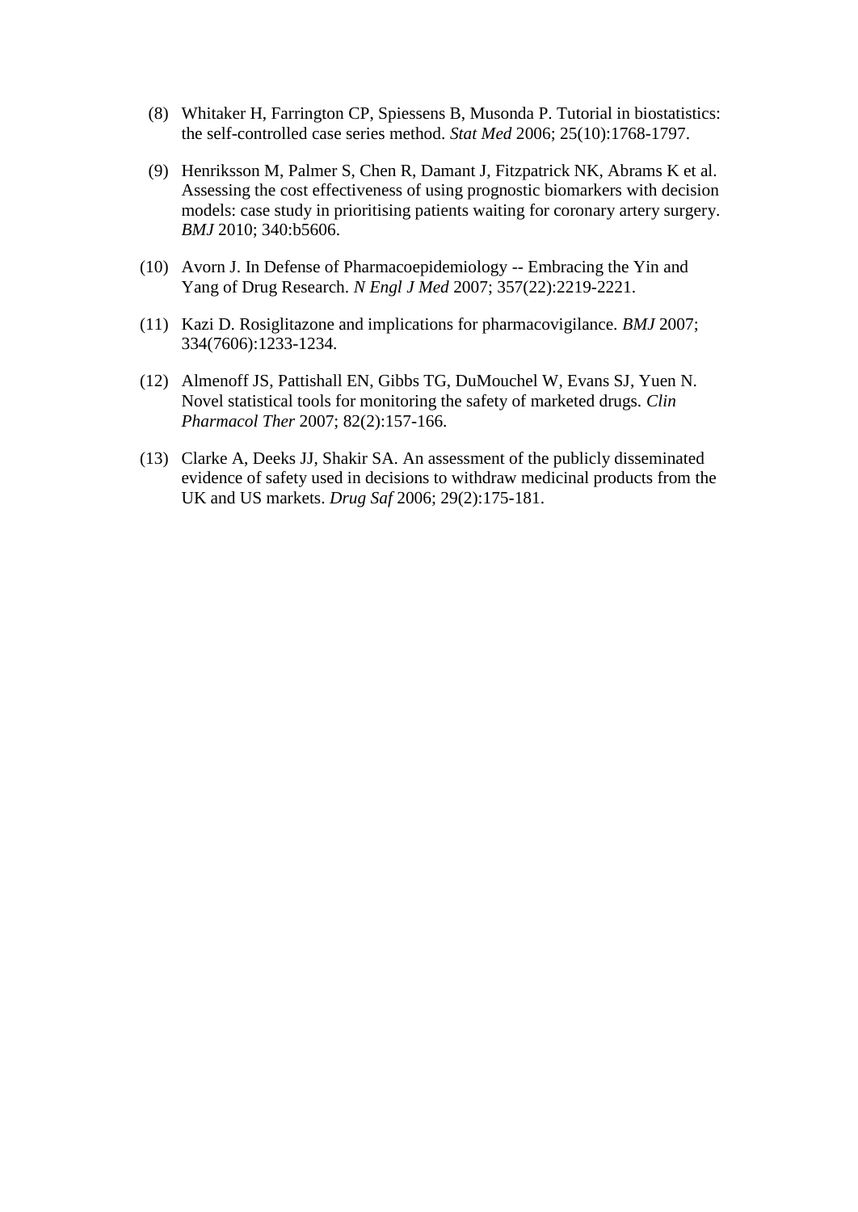(8) Whitaker H, Farrington CP, Spiessens B, Musonda P. Tutorial in biostatistics: the self-controlled case series method. *Stat Med* 2006; 25(10):1768-1797.

(9) Henriksson M, Palmer S, Chen R, Damant J, Fitzpatrick NK, Abrams K et al. Assessing the cost effectiveness of using prognostic biomarkers with decision models: case study in prioritising patients waiting for coronary artery surgery. *BMJ* 2010; 340:b5606.

(10) Avorn J. In Defense of Pharmacoepidemiology -- Embracing the Yin and Yang of Drug Research. *N Engl J Med* 2007; 357(22):2219-2221.

(11) Kazi D. Rosiglitazone and implications for pharmacovigilance. *BMJ* 2007; 334(7606):1233-1234.

(12) Almenoff JS, Pattishall EN, Gibbs TG, DuMouchel W, Evans SJ, Yuen N. Novel statistical tools for monitoring the safety of marketed drugs. *Clin Pharmacol Ther* 2007; 82(2):157-166.

(13) Clarke A, Deeks JJ, Shakir SA. An assessment of the publicly disseminated evidence of safety used in decisions to withdraw medicinal products from the UK and US markets. *Drug Saf* 2006; 29(2):175-181.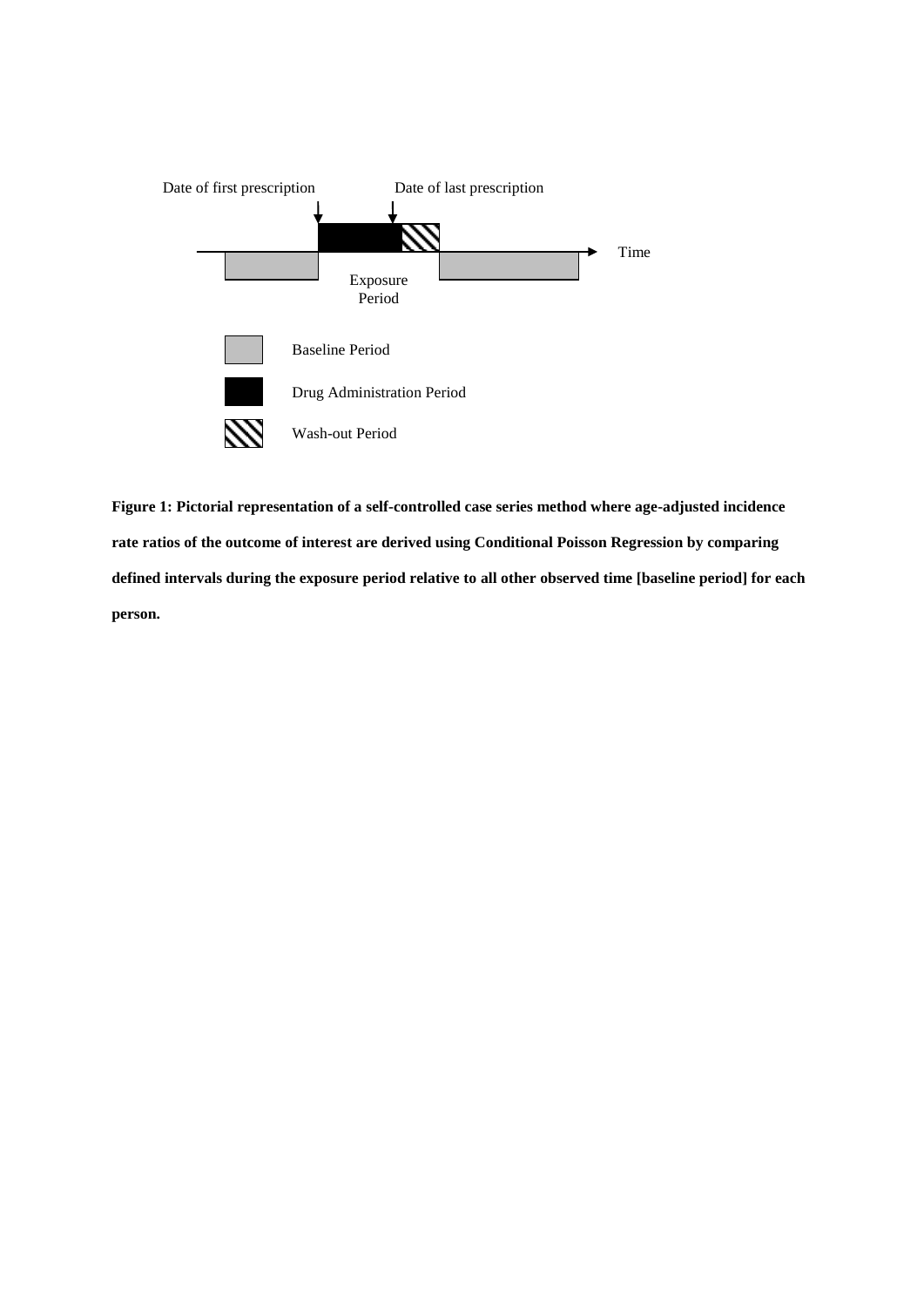Date of first prescription

Date of last prescription

Time

Exposure Period

Baseline Period

Drug Administration Period

Wash-out Period

**Figure 1: Pictorial representation of a self-controlled case series method where age-adjusted incidence rate ratios of the outcome of interest are derived using Conditional Poisson Regression by comparing defined intervals during the exposure period relative to all other observed time [baseline period] for each person.**